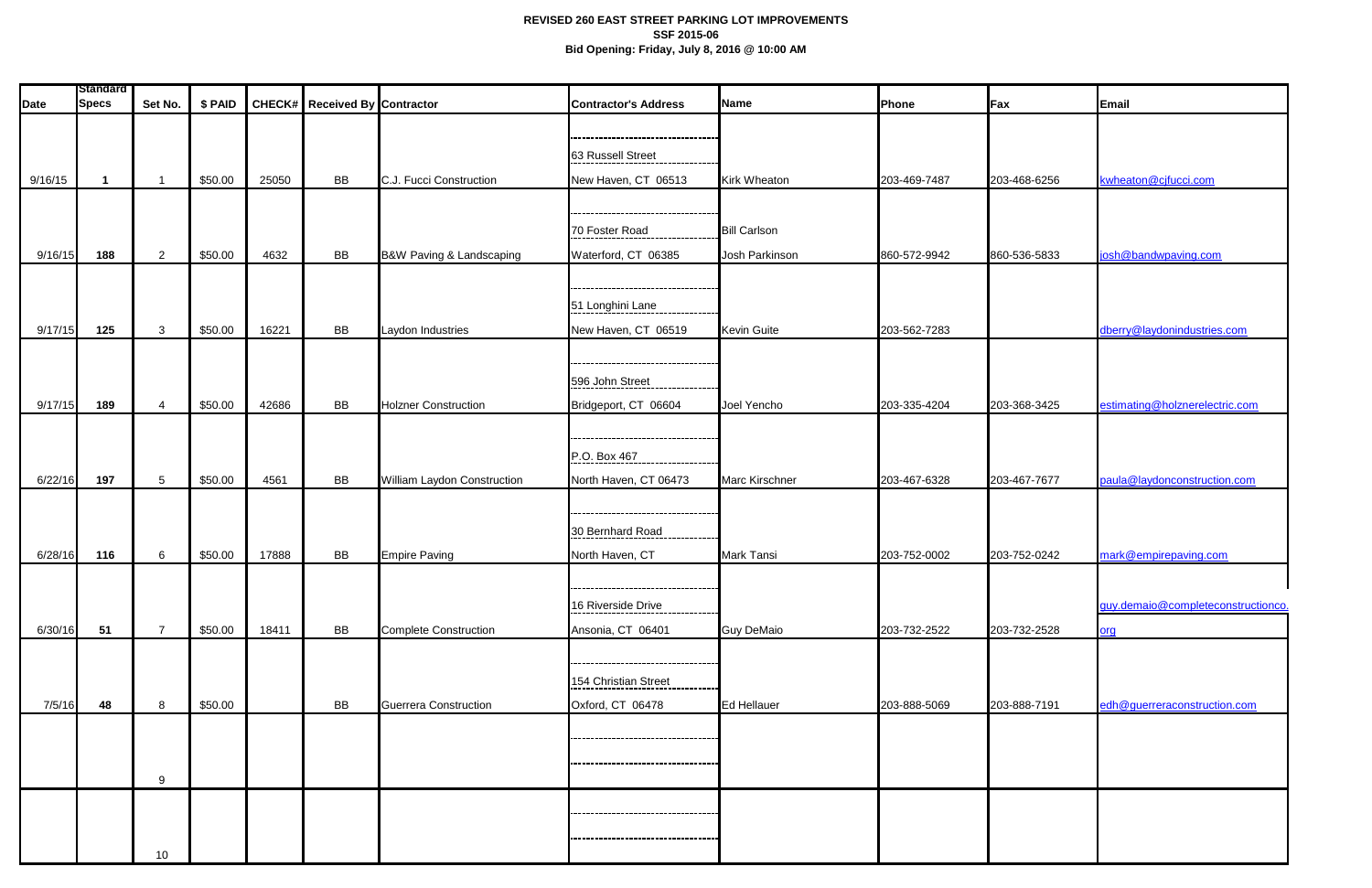**REVISED 260 EAST STREET PARKING LOT IMPROVEMENTS**
**SSF 2015-06**
**Bid Opening: Friday, July 8, 2016 @ 10:00 AM**

| Date | Standard Specs | Set No. | $ PAID | CHECK# | Received By | Contractor | Contractor's Address | Name | Phone | Fax | Email |
|---|---|---|---|---|---|---|---|---|---|---|---|
| 9/16/15 | 1 | 1 | $50.00 | 25050 | BB | C.J. Fucci Construction | 63 Russell Street<br>New Haven, CT 06513 | Kirk Wheaton | 203-469-7487 | 203-468-6256 | kwheaton@cjfucci.com |
| 9/16/15 | 188 | 2 | $50.00 | 4632 | BB | B&W Paving & Landscaping | 70 Foster Road<br>Waterford, CT 06385 | Bill Carlson<br>Josh Parkinson | 860-572-9942 | 860-536-5833 | josh@bandwpaving.com |
| 9/17/15 | 125 | 3 | $50.00 | 16221 | BB | Laydon Industries | 51 Longhini Lane<br>New Haven, CT 06519 | Kevin Guite | 203-562-7283 | | dberry@laydonindustries.com |
| 9/17/15 | 189 | 4 | $50.00 | 42686 | BB | Holzner Construction | 596 John Street<br>Bridgeport, CT 06604 | Joel Yencho | 203-335-4204 | 203-368-3425 | estimating@holznerelectric.com |
| 6/22/16 | 197 | 5 | $50.00 | 4561 | BB | William Laydon Construction | P.O. Box 467<br>North Haven, CT 06473 | Marc Kirschner | 203-467-6328 | 203-467-7677 | paula@laydonconstruction.com |
| 6/28/16 | 116 | 6 | $50.00 | 17888 | BB | Empire Paving | 30 Bernhard Road<br>North Haven, CT | Mark Tansi | 203-752-0002 | 203-752-0242 | mark@empirepaving.com |
| 6/30/16 | 51 | 7 | $50.00 | 18411 | BB | Complete Construction | 16 Riverside Drive<br>Ansonia, CT 06401 | Guy DeMaio | 203-732-2522 | 203-732-2528 | guy.demaio@completeconstructionco.org |
| 7/5/16 | 48 | 8 | $50.00 | | BB | Guerrera Construction | 154 Christian Street<br>Oxford, CT 06478 | Ed Hellauer | 203-888-5069 | 203-888-7191 | edh@guerreraconstruction.com |
| | | 9 | | | | | | | | | |
| | | 10 | | | | | | | | | |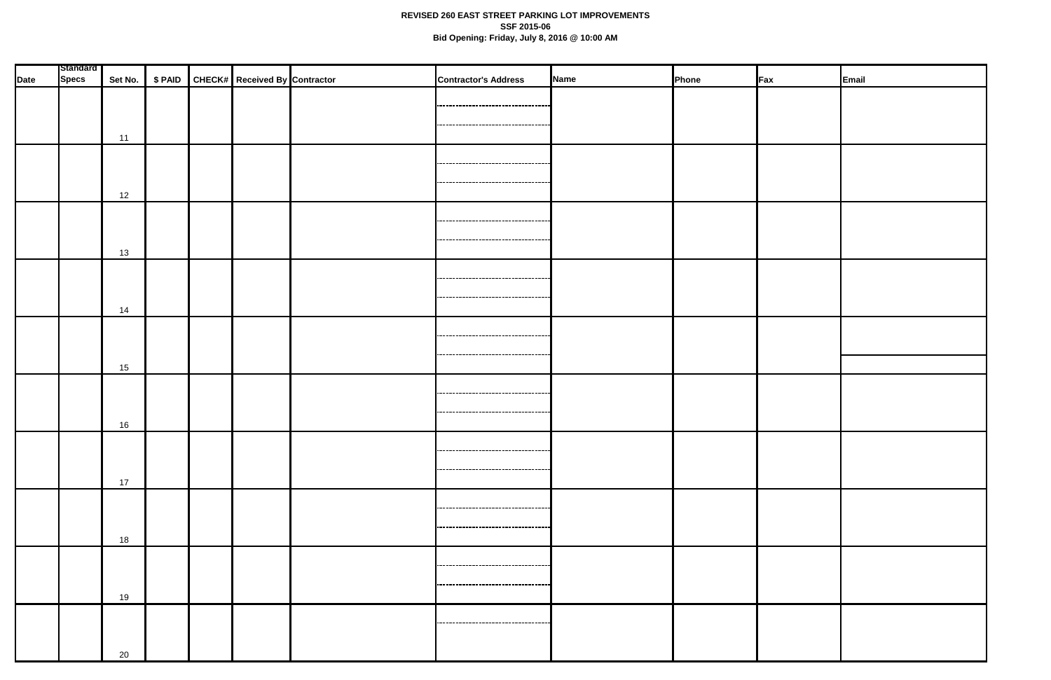**REVISED 260 EAST STREET PARKING LOT IMPROVEMENTS**
**SSF 2015-06**
**Bid Opening: Friday, July 8, 2016 @ 10:00 AM**

| Date | Standard Specs | Set No. | $ PAID | CHECK# | Received By | Contractor | Contractor's Address | Name | Phone | Fax | Email |
|---|---|---|---|---|---|---|---|---|---|---|---|
| | | 11 | | | | | | | | | |
| | | 12 | | | | | | | | | |
| | | 13 | | | | | | | | | |
| | | 14 | | | | | | | | | |
| | | 15 | | | | | | | | | |
| | | 16 | | | | | | | | | |
| | | 17 | | | | | | | | | |
| | | 18 | | | | | | | | | |
| | | 19 | | | | | | | | | |
| | | 20 | | | | | | | | | |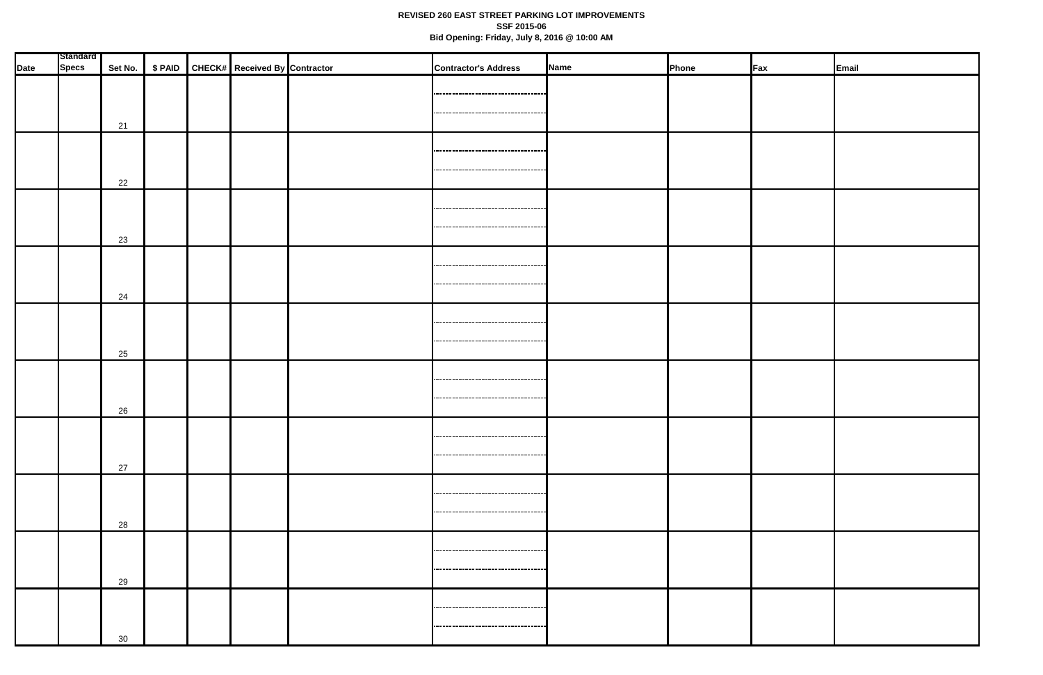**REVISED 260 EAST STREET PARKING LOT IMPROVEMENTS**

**SSF 2015-06**

**Bid Opening: Friday, July 8, 2016 @ 10:00 AM**

| Date | Standard Specs | Set No. | $ PAID | CHECK# | Received By | Contractor | Contractor's Address | Name | Phone | Fax | Email |
|---|---|---|---|---|---|---|---|---|---|---|---|
| | | 21 | | | | | | | | | |
| | | 22 | | | | | | | | | |
| | | 23 | | | | | | | | | |
| | | 24 | | | | | | | | | |
| | | 25 | | | | | | | | | |
| | | 26 | | | | | | | | | |
| | | 27 | | | | | | | | | |
| | | 28 | | | | | | | | | |
| | | 29 | | | | | | | | | |
| | | 30 | | | | | | | | | |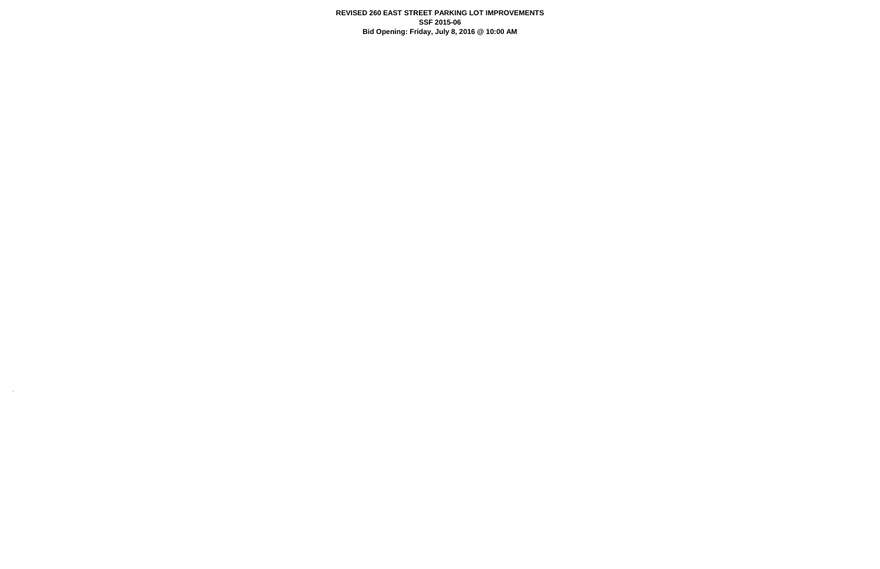**REVISED 260 EAST STREET PARKING LOT IMPROVEMENTS**
**SSF 2015-06**
**Bid Opening: Friday, July 8, 2016 @ 10:00 AM**